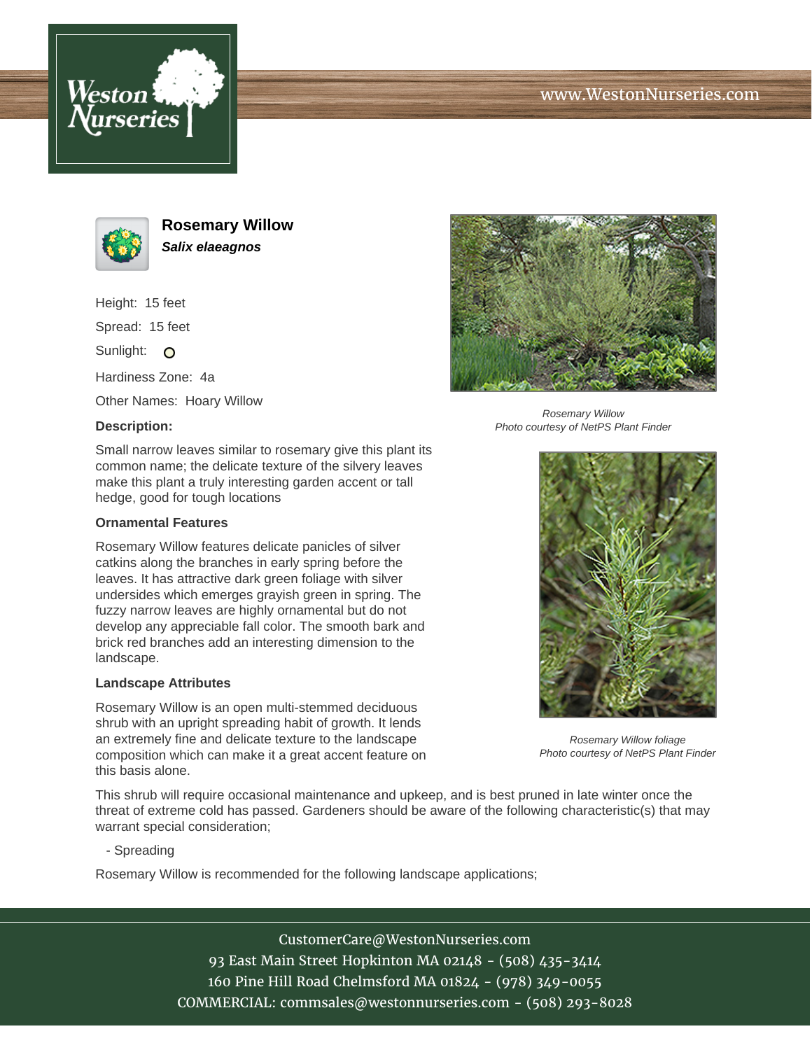# Rosemary Willow

***Salix elaeagnos***

Height: 15 feet

Spread: 15 feet

Sunlight: O

Hardiness Zone: 4a

Other Names: Hoary Willow

**Description:**

Small narrow leaves similar to rosemary give this plant its common name; the delicate texture of the silvery leaves make this plant a truly interesting garden accent or tall hedge, good for tough locations

### Ornamental Features

Rosemary Willow features delicate panicles of silver catkins along the branches in early spring before the leaves. It has attractive dark green foliage with silver undersides which emerges grayish green in spring. The fuzzy narrow leaves are highly ornamental but do not develop any appreciable fall color. The smooth bark and brick red branches add an interesting dimension to the landscape.

### Landscape Attributes

Rosemary Willow is an open multi-stemmed deciduous shrub with an upright spreading habit of growth. It lends an extremely fine and delicate texture to the landscape composition which can make it a great accent feature on this basis alone.

*Rosemary Willow*
*Photo courtesy of NetPS Plant Finder*

*Rosemary Willow foliage*
*Photo courtesy of NetPS Plant Finder*

This shrub will require occasional maintenance and upkeep, and is best pruned in late winter once the threat of extreme cold has passed. Gardeners should be aware of the following characteristic(s) that may warrant special consideration;

- Spreading

Rosemary Willow is recommended for the following landscape applications;

CustomerCare@WestonNurseries.com
93 East Main Street Hopkinton MA 02148 - (508) 435-3414
160 Pine Hill Road Chelmsford MA 01824 - (978) 349-0055
COMMERCIAL: commsales@westonnurseries.com - (508) 293-8028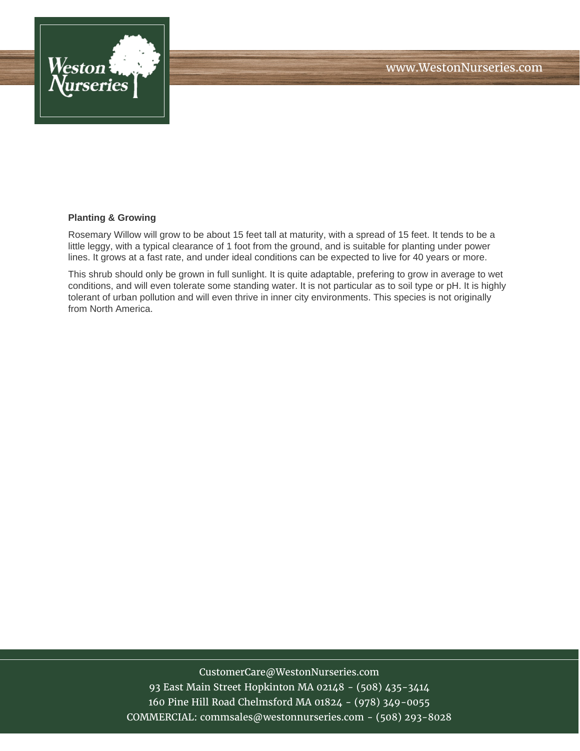### Planting & Growing

Rosemary Willow will grow to be about 15 feet tall at maturity, with a spread of 15 feet. It tends to be a little leggy, with a typical clearance of 1 foot from the ground, and is suitable for planting under power lines. It grows at a fast rate, and under ideal conditions can be expected to live for 40 years or more.

This shrub should only be grown in full sunlight. It is quite adaptable, prefering to grow in average to wet conditions, and will even tolerate some standing water. It is not particular as to soil type or pH. It is highly tolerant of urban pollution and will even thrive in inner city environments. This species is not originally from North America.